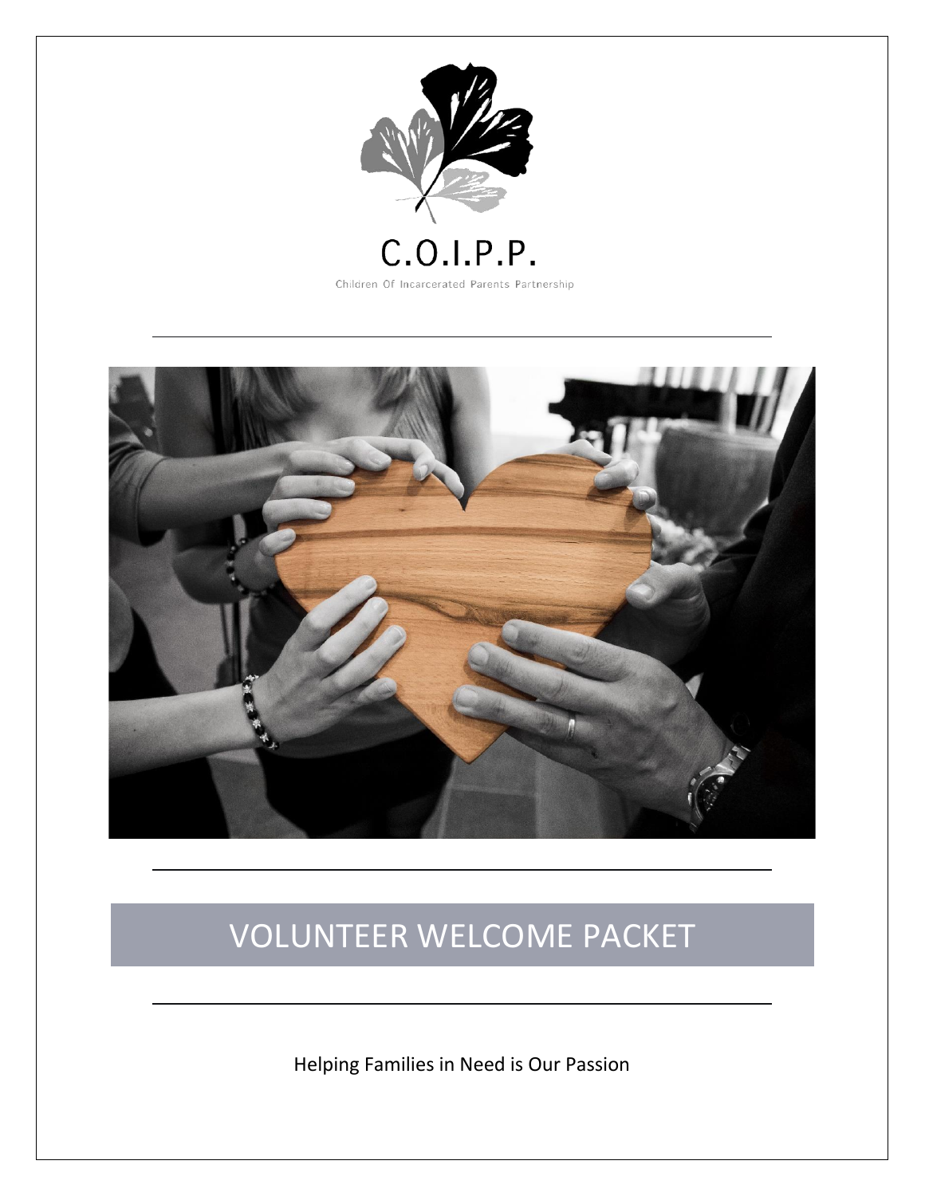# C.O.I.P.P.

Children Of Incarcerated Parents Partnership

# VOLUNTEER WELCOME PACKET

Helping Families in Need is Our Passion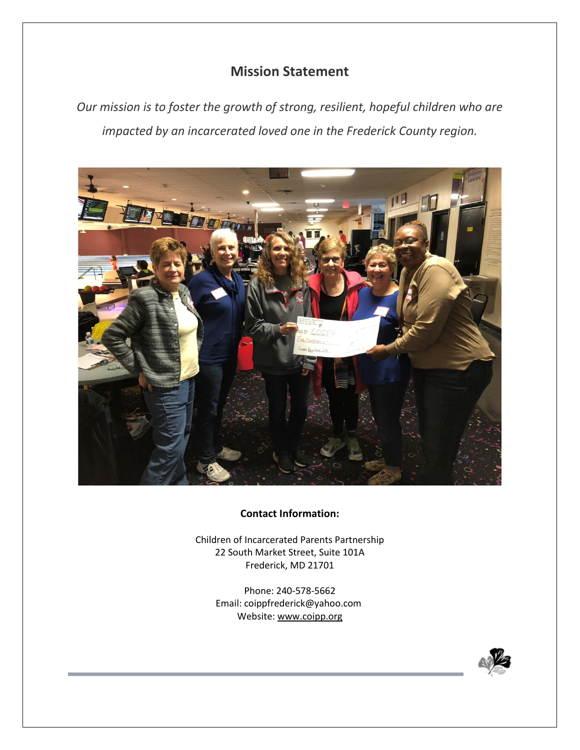## Mission Statement

*Our mission is to foster the growth of strong, resilient, hopeful children who are impacted by an incarcerated loved one in the Frederick County region.*

**Contact Information:**

Children of Incarcerated Parents Partnership
22 South Market Street, Suite 101A
Frederick, MD 21701

Phone: 240-578-5662
Email: coippfrederick@yahoo.com
Website: www.coipp.org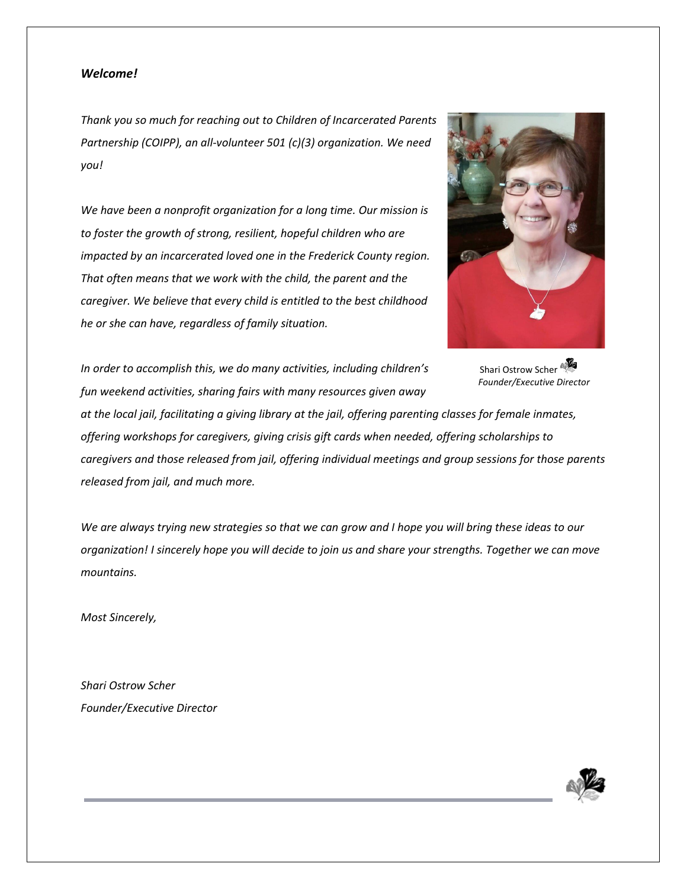***Welcome!***

*Thank you so much for reaching out to Children of Incarcerated Parents Partnership (COIPP), an all-volunteer 501 (c)(3) organization. We need you!*

*We have been a nonprofit organization for a long time. Our mission is to foster the growth of strong, resilient, hopeful children who are impacted by an incarcerated loved one in the Frederick County region. That often means that we work with the child, the parent and the caregiver. We believe that every child is entitled to the best childhood he or she can have, regardless of family situation.*

Shari Ostrow Scher
*Founder/Executive Director*

*In order to accomplish this, we do many activities, including children's fun weekend activities, sharing fairs with many resources given away at the local jail, facilitating a giving library at the jail, offering parenting classes for female inmates, offering workshops for caregivers, giving crisis gift cards when needed, offering scholarships to caregivers and those released from jail, offering individual meetings and group sessions for those parents released from jail, and much more.*

*We are always trying new strategies so that we can grow and I hope you will bring these ideas to our organization! I sincerely hope you will decide to join us and share your strengths. Together we can move mountains.*

*Most Sincerely,*

*Shari Ostrow Scher*
*Founder/Executive Director*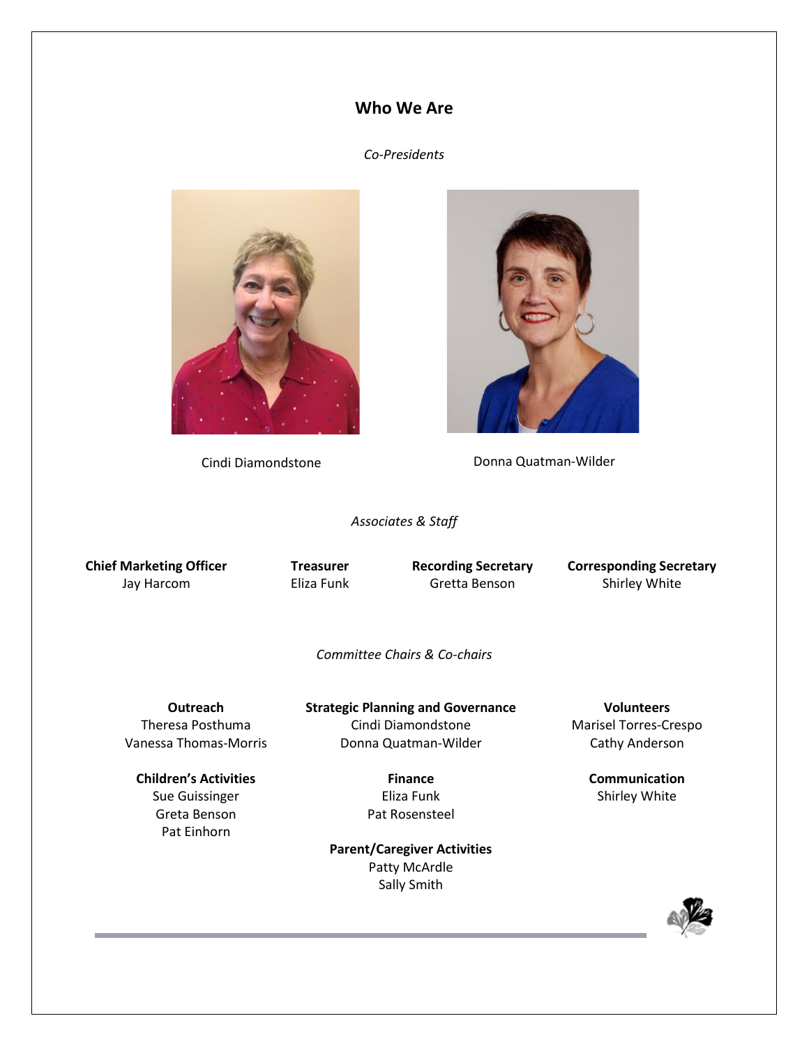## Who We Are

*Co-Presidents*

Cindi Diamondstone

Donna Quatman-Wilder

*Associates & Staff*

**Chief Marketing Officer**
Jay Harcom

**Treasurer**
Eliza Funk

**Recording Secretary**
Gretta Benson

**Corresponding Secretary**
Shirley White

*Committee Chairs & Co-chairs*

**Outreach**
Theresa Posthuma
Vanessa Thomas-Morris

**Children's Activities**
Sue Guissinger
Greta Benson
Pat Einhorn

**Strategic Planning and Governance**
Cindi Diamondstone
Donna Quatman-Wilder

**Finance**
Eliza Funk
Pat Rosensteel

**Parent/Caregiver Activities**
Patty McArdle
Sally Smith

**Volunteers**
Marisel Torres-Crespo
Cathy Anderson

**Communication**
Shirley White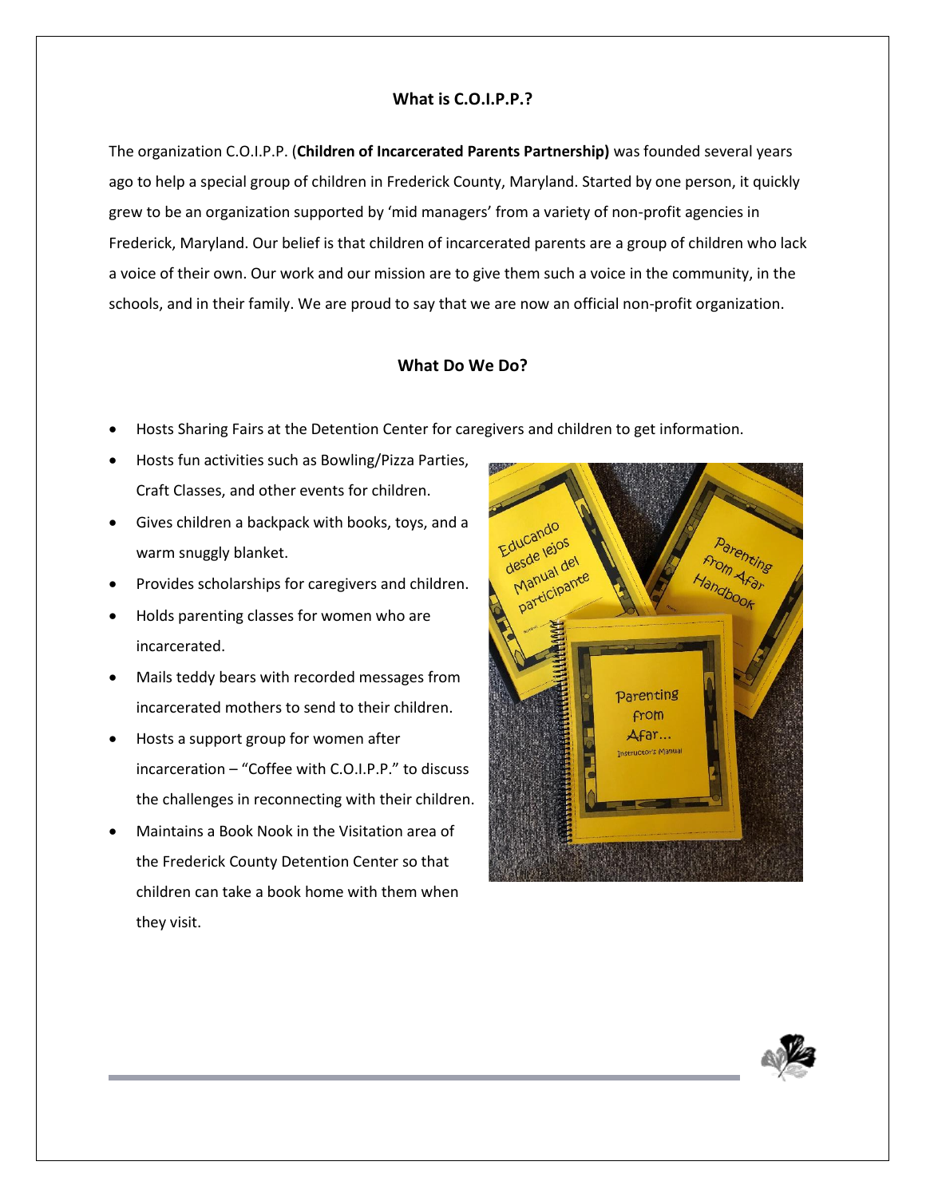## What is C.O.I.P.P.?

The organization C.O.I.P.P. (**Children of Incarcerated Parents Partnership)** was founded several years ago to help a special group of children in Frederick County, Maryland. Started by one person, it quickly grew to be an organization supported by 'mid managers' from a variety of non-profit agencies in Frederick, Maryland. Our belief is that children of incarcerated parents are a group of children who lack a voice of their own. Our work and our mission are to give them such a voice in the community, in the schools, and in their family. We are proud to say that we are now an official non-profit organization.

## What Do We Do?

- Hosts Sharing Fairs at the Detention Center for caregivers and children to get information.
- Hosts fun activities such as Bowling/Pizza Parties, Craft Classes, and other events for children.
- Gives children a backpack with books, toys, and a warm snuggly blanket.
- Provides scholarships for caregivers and children.
- Holds parenting classes for women who are incarcerated.
- Mails teddy bears with recorded messages from incarcerated mothers to send to their children.
- Hosts a support group for women after incarceration – "Coffee with C.O.I.P.P." to discuss the challenges in reconnecting with their children.
- Maintains a Book Nook in the Visitation area of the Frederick County Detention Center so that children can take a book home with them when they visit.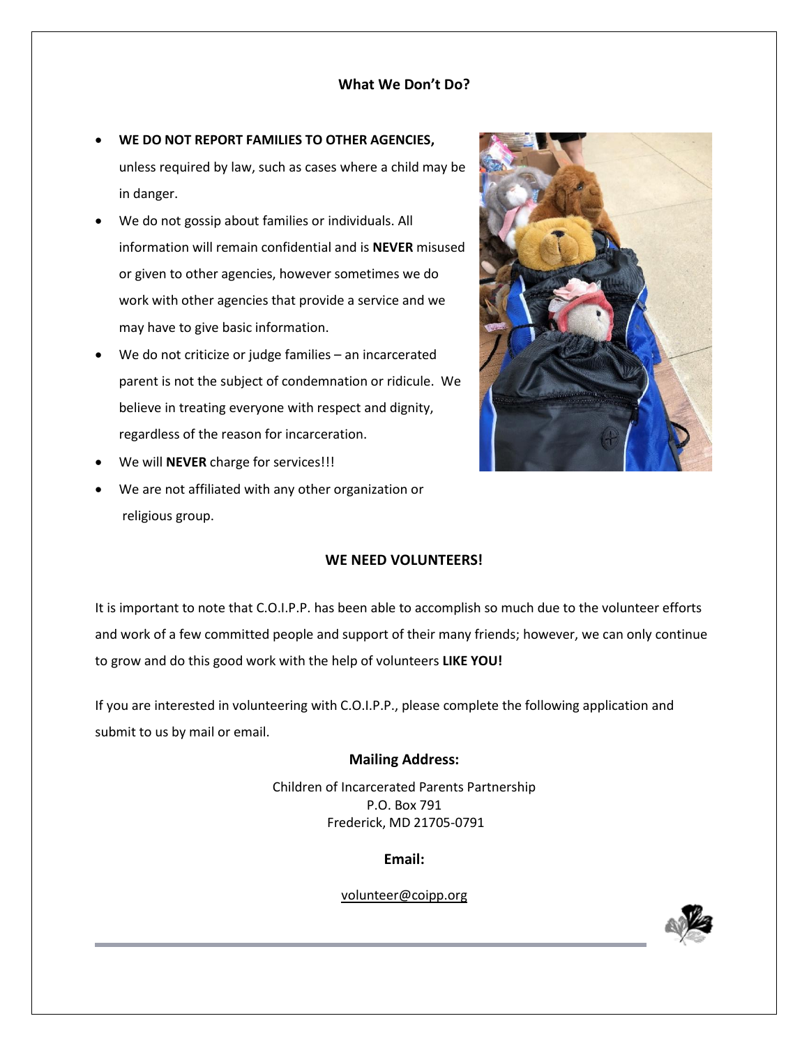## What We Don't Do?

- **WE DO NOT REPORT FAMILIES TO OTHER AGENCIES,** unless required by law, such as cases where a child may be in danger.
- We do not gossip about families or individuals. All information will remain confidential and is **NEVER** misused or given to other agencies, however sometimes we do work with other agencies that provide a service and we may have to give basic information.
- We do not criticize or judge families – an incarcerated parent is not the subject of condemnation or ridicule. We believe in treating everyone with respect and dignity, regardless of the reason for incarceration.
- We will **NEVER** charge for services!!!
- We are not affiliated with any other organization or religious group.

## WE NEED VOLUNTEERS!

It is important to note that C.O.I.P.P. has been able to accomplish so much due to the volunteer efforts and work of a few committed people and support of their many friends; however, we can only continue to grow and do this good work with the help of volunteers **LIKE YOU!**

If you are interested in volunteering with C.O.I.P.P., please complete the following application and submit to us by mail or email.

**Mailing Address:**

Children of Incarcerated Parents Partnership
P.O. Box 791
Frederick, MD 21705-0791

**Email:**

volunteer@coipp.org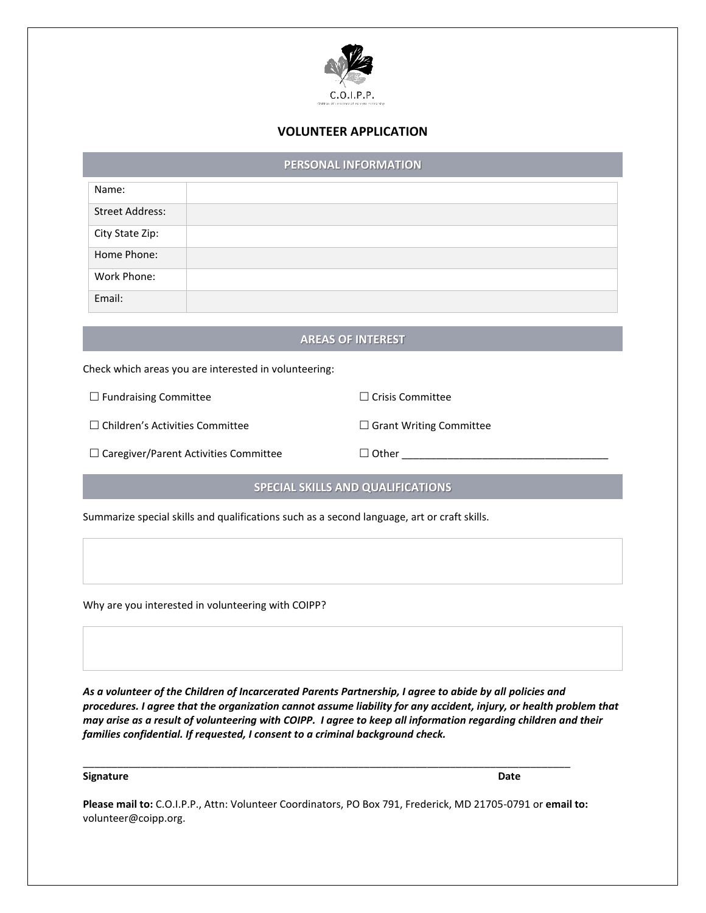C.O.I.P.P.

Children of Incarcerated Parents Partnership

# VOLUNTEER APPLICATION

## PERSONAL INFORMATION

| | |
|---|---|
| Name: | |
| Street Address: | |
| City State Zip: | |
| Home Phone: | |
| Work Phone: | |
| Email: | |

## AREAS OF INTEREST

Check which areas you are interested in volunteering:

☐ Fundraising Committee

☐ Children's Activities Committee

☐ Caregiver/Parent Activities Committee

☐ Crisis Committee

☐ Grant Writing Committee

☐ Other ____________________________________

## SPECIAL SKILLS AND QUALIFICATIONS

Summarize special skills and qualifications such as a second language, art or craft skills.

Why are you interested in volunteering with COIPP?

***As a volunteer of the Children of Incarcerated Parents Partnership, I agree to abide by all policies and procedures. I agree that the organization cannot assume liability for any accident, injury, or health problem that may arise as a result of volunteering with COIPP. I agree to keep all information regarding children and their families confidential. If requested, I consent to a criminal background check.***

_______________________________________________________________________________________

**Signature** **Date**

**Please mail to:** C.O.I.P.P., Attn: Volunteer Coordinators, PO Box 791, Frederick, MD 21705-0791 or **email to:** volunteer@coipp.org.